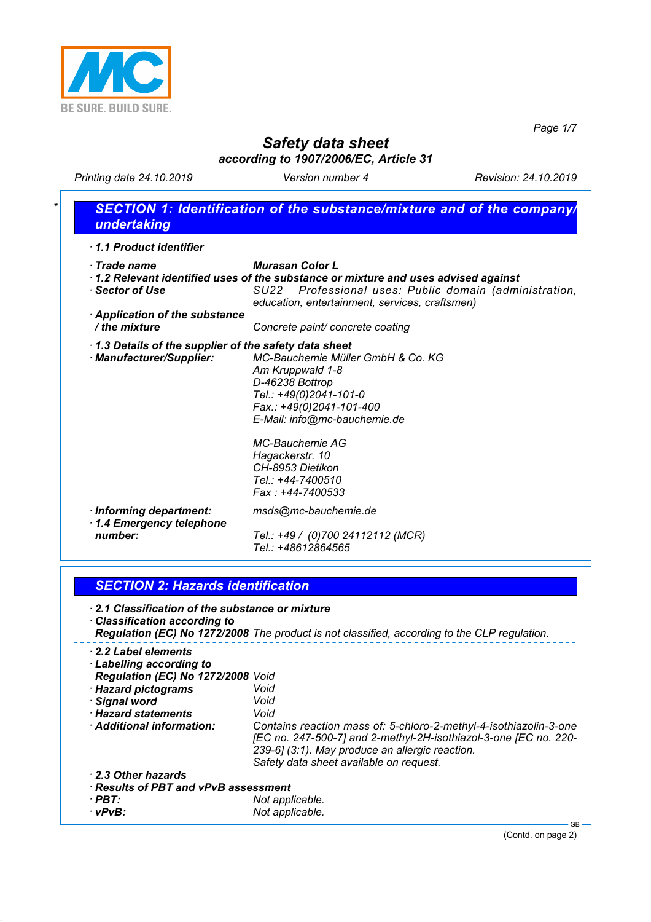BE SURE. BUILD SURE.

# Safety data sheet

**according to 1907/2006/EC, Article 31**

*Printing date 24.10.2019* *Version number 4* *Revision: 24.10.2019*

## SECTION 1: Identification of the substance/mixture and of the company/undertaking

· **1.1 Product identifier**

· **Trade name** **Murasan Color L**

· **1.2 Relevant identified uses of the substance or mixture and uses advised against**

· **Sector of Use** SU22 Professional uses: Public domain (administration, education, entertainment, services, craftsmen)

· **Application of the substance / the mixture** Concrete paint/ concrete coating

· **1.3 Details of the supplier of the safety data sheet**

· **Manufacturer/Supplier:**

MC-Bauchemie Müller GmbH & Co. KG
Am Kruppwald 1-8
D-46238 Bottrop
Tel.: +49(0)2041-101-0
Fax.: +49(0)2041-101-400
E-Mail: info@mc-bauchemie.de

MC-Bauchemie AG
Hagackerstr. 10
CH-8953 Dietikon
Tel.: +44-7400510
Fax : +44-7400533

· **Informing department:** msds@mc-bauchemie.de

· **1.4 Emergency telephone number:**
Tel.: +49 / (0)700 24112112 (MCR)
Tel.: +48612864565

## SECTION 2: Hazards identification

· **2.1 Classification of the substance or mixture**

· **Classification according to Regulation (EC) No 1272/2008** The product is not classified, according to the CLP regulation.

· **2.2 Label elements**

· **Labelling according to Regulation (EC) No 1272/2008** Void

· **Hazard pictograms** Void

· **Signal word** Void

· **Hazard statements** Void

· **Additional information:** Contains reaction mass of: 5-chloro-2-methyl-4-isothiazolin-3-one [EC no. 247-500-7] and 2-methyl-2H-isothiazol-3-one [EC no. 220-239-6] (3:1). May produce an allergic reaction.
Safety data sheet available on request.

· **2.3 Other hazards**

· **Results of PBT and vPvB assessment**

· **PBT:** Not applicable.

· **vPvB:** Not applicable.

(Contd. on page 2)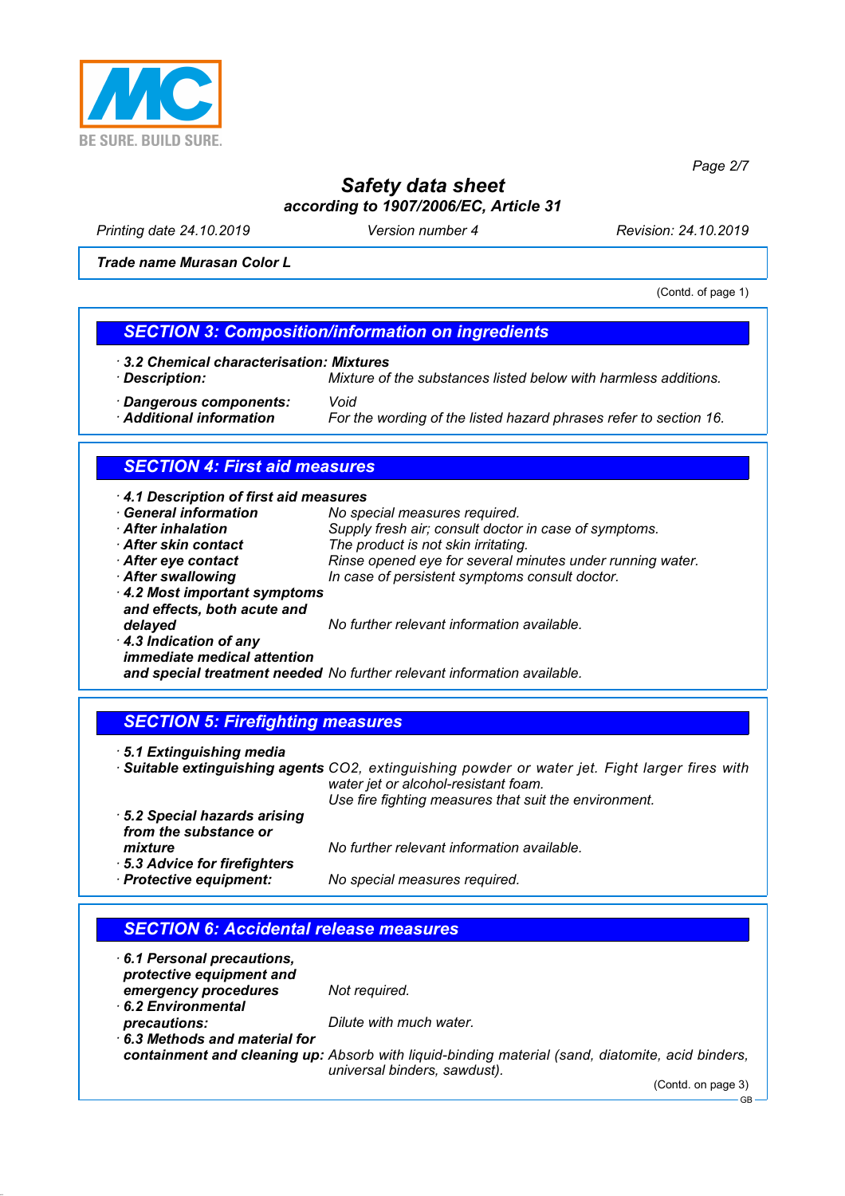Trade name Murasan Color L

(Contd. of page 1)

## SECTION 3: Composition/information on ingredients

· **3.2 Chemical characterisation: Mixtures**
· **Description:** *Mixture of the substances listed below with harmless additions.*

· **Dangerous components:** *Void*
· **Additional information** *For the wording of the listed hazard phrases refer to section 16.*

## SECTION 4: First aid measures

· **4.1 Description of first aid measures**
· **General information** *No special measures required.*
· **After inhalation** *Supply fresh air; consult doctor in case of symptoms.*
· **After skin contact** *The product is not skin irritating.*
· **After eye contact** *Rinse opened eye for several minutes under running water.*
· **After swallowing** *In case of persistent symptoms consult doctor.*
· **4.2 Most important symptoms and effects, both acute and delayed** *No further relevant information available.*
· **4.3 Indication of any immediate medical attention and special treatment needed** *No further relevant information available.*

## SECTION 5: Firefighting measures

· **5.1 Extinguishing media**
· **Suitable extinguishing agents** *$CO_2$, extinguishing powder or water jet. Fight larger fires with water jet or alcohol-resistant foam.*
*Use fire fighting measures that suit the environment.*
· **5.2 Special hazards arising from the substance or mixture** *No further relevant information available.*
· **5.3 Advice for firefighters**
· **Protective equipment:** *No special measures required.*

## SECTION 6: Accidental release measures

· **6.1 Personal precautions, protective equipment and emergency procedures** *Not required.*
· **6.2 Environmental precautions:** *Dilute with much water.*
· **6.3 Methods and material for containment and cleaning up:** *Absorb with liquid-binding material (sand, diatomite, acid binders, universal binders, sawdust).*

(Contd. on page 3)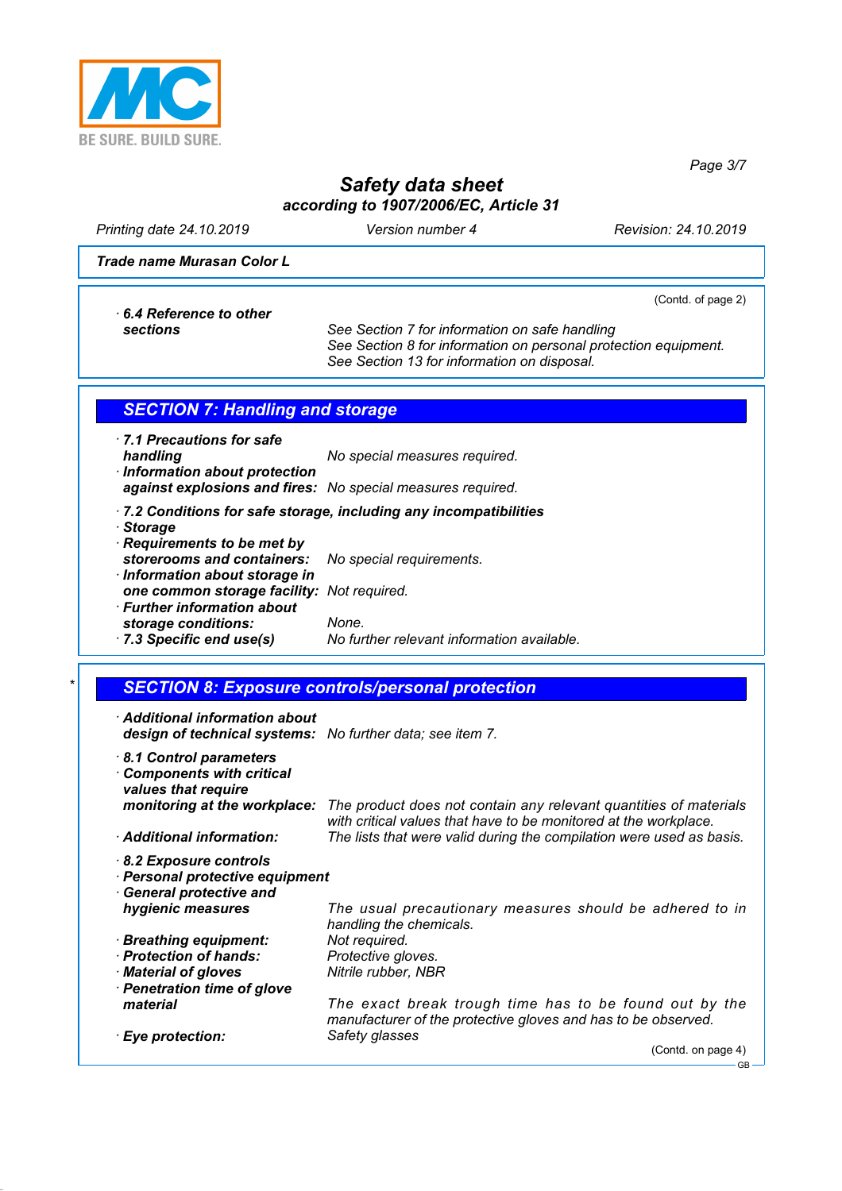**Trade name Murasan Color L**

(Contd. of page 2)

· **6.4 Reference to other sections** See Section 7 for information on safe handling
See Section 8 for information on personal protection equipment.
See Section 13 for information on disposal.

## SECTION 7: Handling and storage

· **7.1 Precautions for safe handling** No special measures required.
· **Information about protection against explosions and fires:** No special measures required.

· **7.2 Conditions for safe storage, including any incompatibilities**
· **Storage**
· **Requirements to be met by storerooms and containers:** No special requirements.
· **Information about storage in one common storage facility:** Not required.
· **Further information about storage conditions:** None.
· **7.3 Specific end use(s)** No further relevant information available.

## SECTION 8: Exposure controls/personal protection

· **Additional information about design of technical systems:** No further data; see item 7.

· **8.1 Control parameters**
· **Components with critical values that require monitoring at the workplace:** The product does not contain any relevant quantities of materials with critical values that have to be monitored at the workplace.
· **Additional information:** The lists that were valid during the compilation were used as basis.

· **8.2 Exposure controls**
· **Personal protective equipment**
· **General protective and hygienic measures** The usual precautionary measures should be adhered to in handling the chemicals.
· **Breathing equipment:** Not required.
· **Protection of hands:** Protective gloves.
· **Material of gloves** Nitrile rubber, NBR
· **Penetration time of glove material** The exact break trough time has to be found out by the manufacturer of the protective gloves and has to be observed.
· **Eye protection:** Safety glasses

(Contd. on page 4)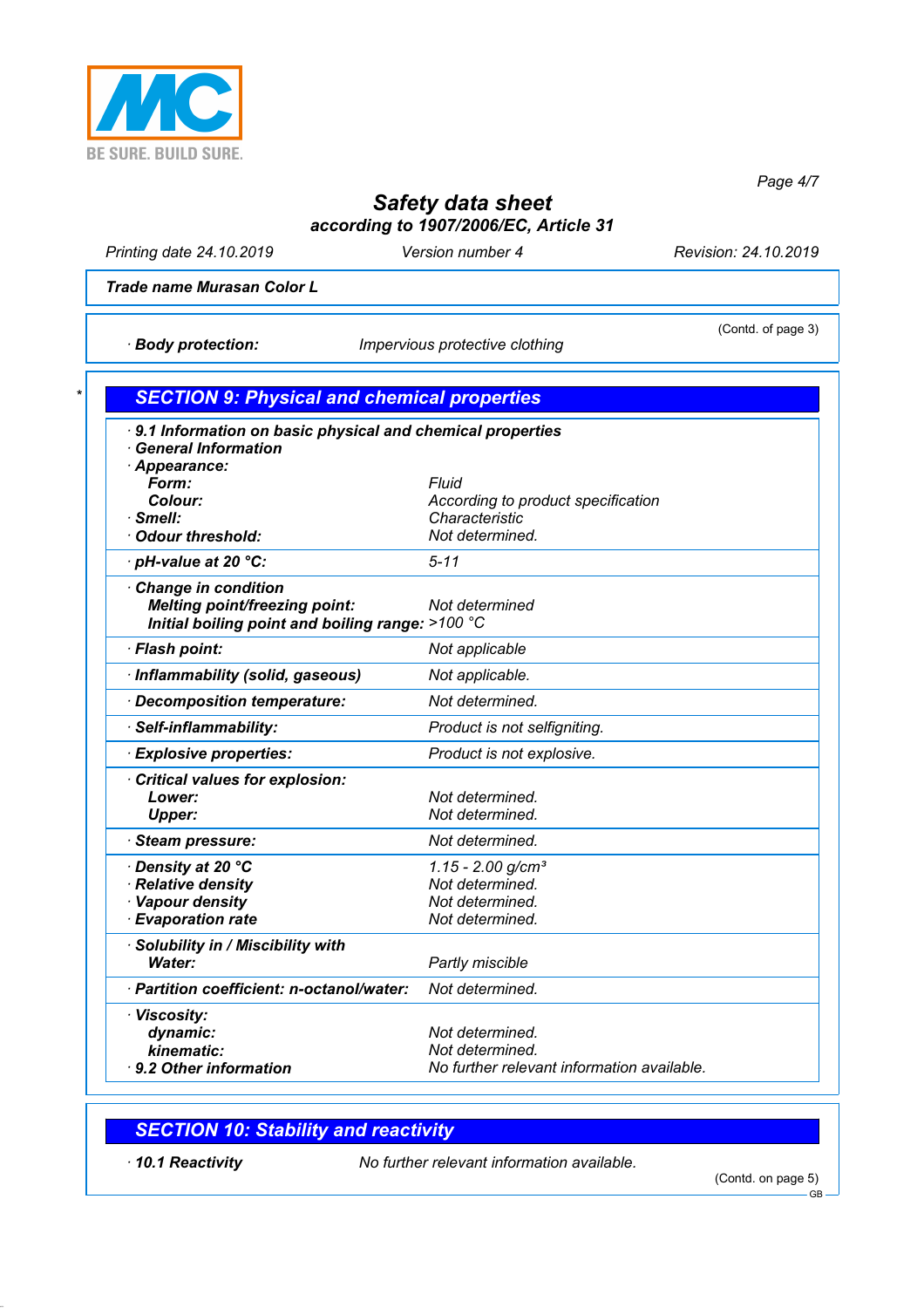**Trade name Murasan Color L**

(Contd. of page 3)

· **Body protection:** Impervious protective clothing

## SECTION 9: Physical and chemical properties

· **9.1 Information on basic physical and chemical properties**
· **General Information**

| | |
|---|---|
| · **Appearance:** | |
| **Form:** | Fluid |
| **Colour:** | According to product specification |
| · **Smell:** | Characteristic |
| · **Odour threshold:** | Not determined. |
| · **pH-value at 20 °C:** | 5-11 |
| · **Change in condition** | |
| **Melting point/freezing point:** | Not determined |
| **Initial boiling point and boiling range:** | >100 °C |
| · **Flash point:** | Not applicable |
| · **Inflammability (solid, gaseous)** | Not applicable. |
| · **Decomposition temperature:** | Not determined. |
| · **Self-inflammability:** | Product is not selfigniting. |
| · **Explosive properties:** | Product is not explosive. |
| · **Critical values for explosion:** | |
| **Lower:** | Not determined. |
| **Upper:** | Not determined. |
| · **Steam pressure:** | Not determined. |
| · **Density at 20 °C** | 1.15 - 2.00 $g/cm^3$ |
| · **Relative density** | Not determined. |
| · **Vapour density** | Not determined. |
| · **Evaporation rate** | Not determined. |
| · **Solubility in / Miscibility with** | |
| **Water:** | Partly miscible |
| · **Partition coefficient: n-octanol/water:** | Not determined. |
| · **Viscosity:** | |
| **dynamic:** | Not determined. |
| **kinematic:** | Not determined. |
| · **9.2 Other information** | No further relevant information available. |

## SECTION 10: Stability and reactivity

· **10.1 Reactivity** No further relevant information available.

(Contd. on page 5)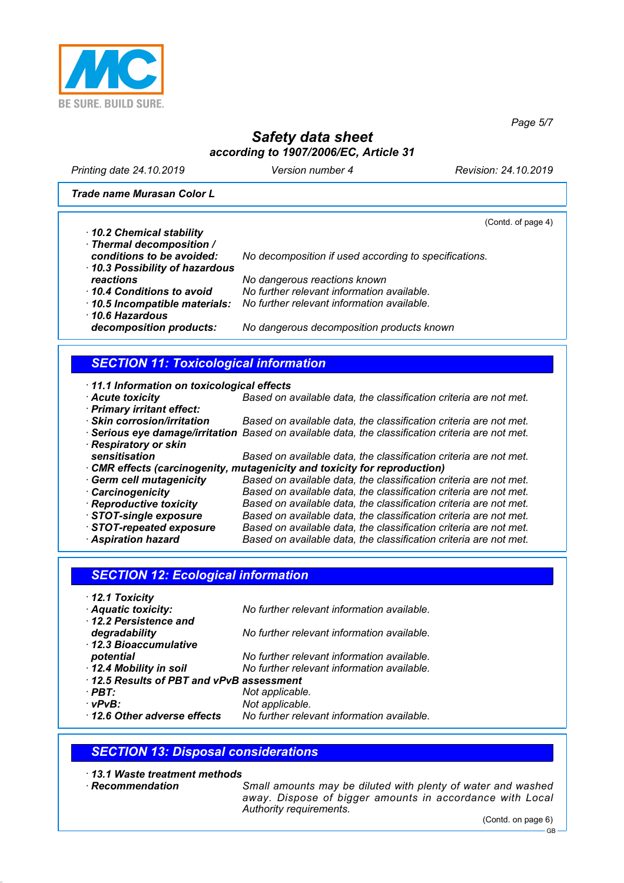**Trade name Murasan Color L**

(Contd. of page 4)

- **10.2 Chemical stability**
- **Thermal decomposition / conditions to be avoided:** No decomposition if used according to specifications.
- **10.3 Possibility of hazardous reactions** No dangerous reactions known
- **10.4 Conditions to avoid** No further relevant information available.
- **10.5 Incompatible materials:** No further relevant information available.
- **10.6 Hazardous decomposition products:** No dangerous decomposition products known

## SECTION 11: Toxicological information

- **11.1 Information on toxicological effects**
- **Acute toxicity** Based on available data, the classification criteria are not met.
- **Primary irritant effect:**
- **Skin corrosion/irritation** Based on available data, the classification criteria are not met.
- **Serious eye damage/irritation** Based on available data, the classification criteria are not met.
- **Respiratory or skin sensitisation** Based on available data, the classification criteria are not met.
- **CMR effects (carcinogenity, mutagenicity and toxicity for reproduction)**
- **Germ cell mutagenicity** Based on available data, the classification criteria are not met.
- **Carcinogenicity** Based on available data, the classification criteria are not met.
- **Reproductive toxicity** Based on available data, the classification criteria are not met.
- **STOT-single exposure** Based on available data, the classification criteria are not met.
- **STOT-repeated exposure** Based on available data, the classification criteria are not met.
- **Aspiration hazard** Based on available data, the classification criteria are not met.

## SECTION 12: Ecological information

- **12.1 Toxicity**
- **Aquatic toxicity:** No further relevant information available.
- **12.2 Persistence and degradability** No further relevant information available.
- **12.3 Bioaccumulative potential** No further relevant information available.
- **12.4 Mobility in soil** No further relevant information available.
- **12.5 Results of PBT and vPvB assessment**
- **PBT:** Not applicable.
- **vPvB:** Not applicable.
- **12.6 Other adverse effects** No further relevant information available.

## SECTION 13: Disposal considerations

- **13.1 Waste treatment methods**
- **Recommendation** Small amounts may be diluted with plenty of water and washed away. Dispose of bigger amounts in accordance with Local Authority requirements.

(Contd. on page 6)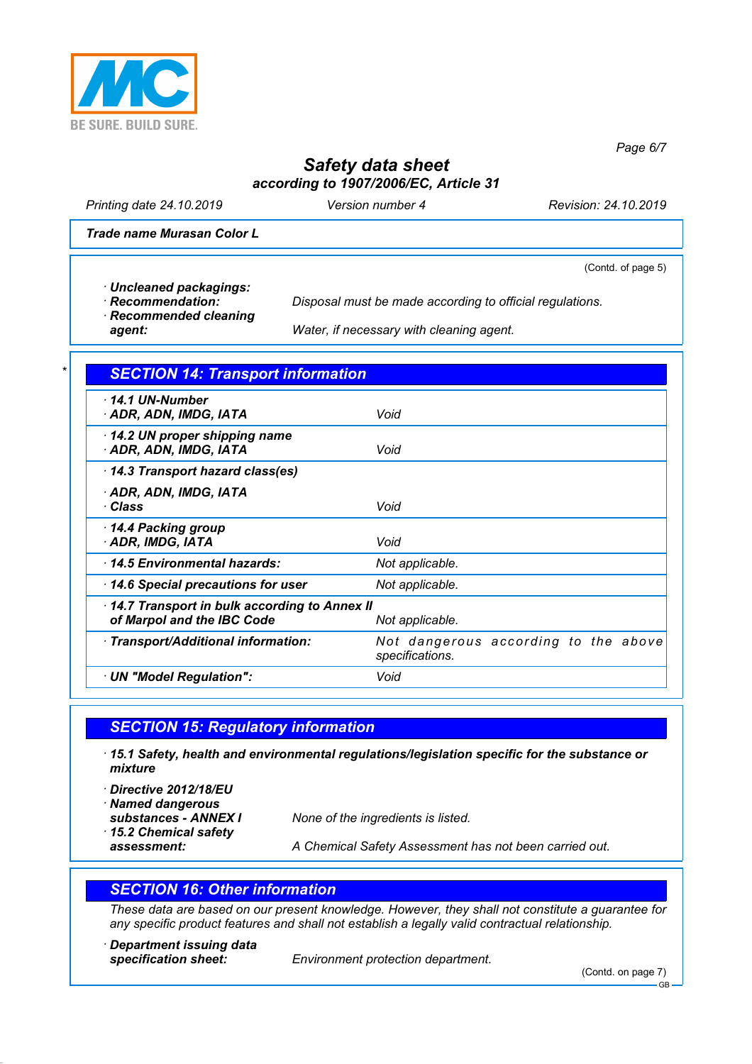**Trade name Murasan Color L**

(Contd. of page 5)

· **Uncleaned packagings:**
· **Recommendation:** Disposal must be made according to official regulations.
· **Recommended cleaning agent:** Water, if necessary with cleaning agent.

\* 

## SECTION 14: Transport information

| | |
|---|---|
| · **14.1 UN-Number**<br>· **ADR, ADN, IMDG, IATA** | Void |
| · **14.2 UN proper shipping name**<br>· **ADR, ADN, IMDG, IATA** | Void |
| · **14.3 Transport hazard class(es)**<br><br>· **ADR, ADN, IMDG, IATA**<br>· **Class** | Void |
| · **14.4 Packing group**<br>· **ADR, IMDG, IATA** | Void |
| · **14.5 Environmental hazards:** | Not applicable. |
| · **14.6 Special precautions for user** | Not applicable. |
| · **14.7 Transport in bulk according to Annex II of Marpol and the IBC Code** | Not applicable. |
| · **Transport/Additional information:** | Not dangerous according to the above specifications. |
| · **UN "Model Regulation":** | Void |

## SECTION 15: Regulatory information

· **15.1 Safety, health and environmental regulations/legislation specific for the substance or mixture**

· **Directive 2012/18/EU**
· **Named dangerous substances - ANNEX I** None of the ingredients is listed.
· **15.2 Chemical safety assessment:** A Chemical Safety Assessment has not been carried out.

## SECTION 16: Other information

These data are based on our present knowledge. However, they shall not constitute a guarantee for any specific product features and shall not establish a legally valid contractual relationship.

· **Department issuing data specification sheet:** Environment protection department.

(Contd. on page 7)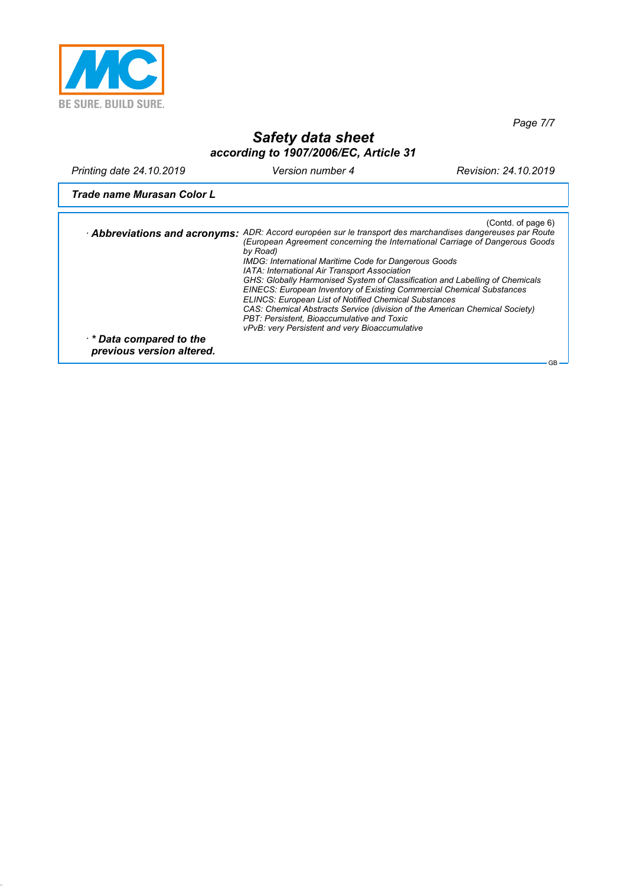**Trade name Murasan Color L**

(Contd. of page 6)

· **Abbreviations and acronyms:** *ADR: Accord européen sur le transport des marchandises dangereuses par Route (European Agreement concerning the International Carriage of Dangerous Goods by Road)*
*IMDG: International Maritime Code for Dangerous Goods*
*IATA: International Air Transport Association*
*GHS: Globally Harmonised System of Classification and Labelling of Chemicals*
*EINECS: European Inventory of Existing Commercial Chemical Substances*
*ELINCS: European List of Notified Chemical Substances*
*CAS: Chemical Abstracts Service (division of the American Chemical Society)*
*PBT: Persistent, Bioaccumulative and Toxic*
*vPvB: very Persistent and very Bioaccumulative*

· ***\* Data compared to the previous version altered.***

GB